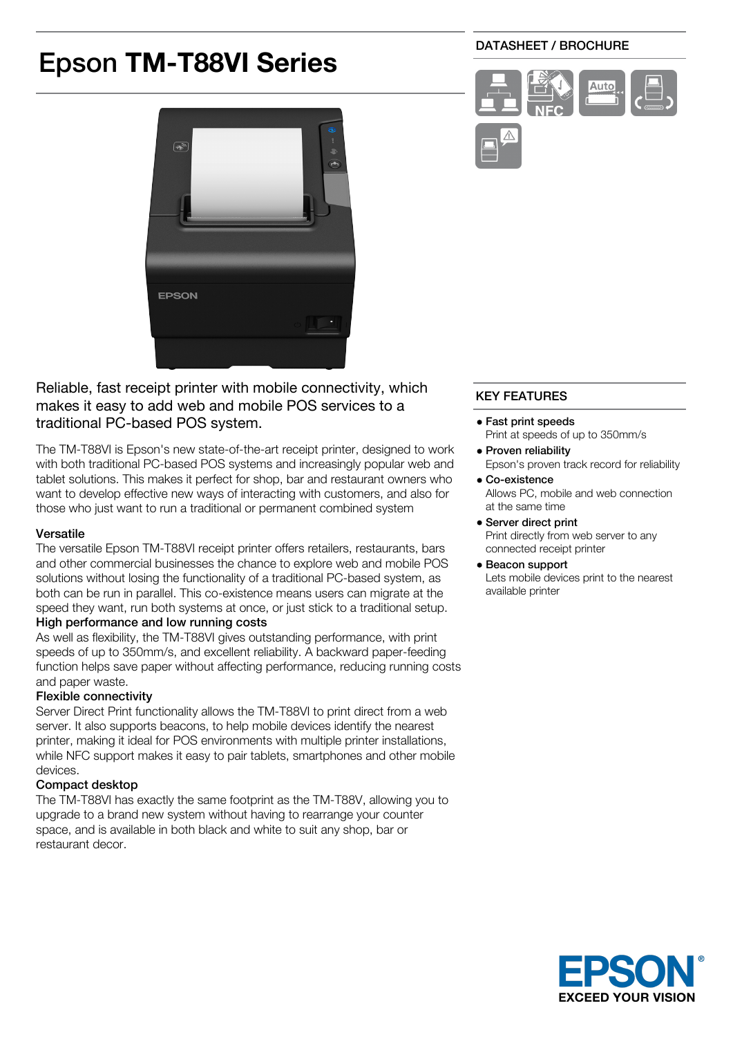# Epson **TM-T88VI Series**

DATASHEET / BROCHURE

Reliable, fast receipt printer with mobile connectivity, which makes it easy to add web and mobile POS services to a traditional PC-based POS system.

The TM-T88VI is Epson's new state-of-the-art receipt printer, designed to work with both traditional PC-based POS systems and increasingly popular web and tablet solutions. This makes it perfect for shop, bar and restaurant owners who want to develop effective new ways of interacting with customers, and also for those who just want to run a traditional or permanent combined system

### Versatile

The versatile Epson TM-T88VI receipt printer offers retailers, restaurants, bars and other commercial businesses the chance to explore web and mobile POS solutions without losing the functionality of a traditional PC-based system, as both can be run in parallel. This co-existence means users can migrate at the speed they want, run both systems at once, or just stick to a traditional setup.

### High performance and low running costs

As well as flexibility, the TM-T88VI gives outstanding performance, with print speeds of up to 350mm/s, and excellent reliability. A backward paper-feeding function helps save paper without affecting performance, reducing running costs and paper waste.

### Flexible connectivity

Server Direct Print functionality allows the TM-T88VI to print direct from a web server. It also supports beacons, to help mobile devices identify the nearest printer, making it ideal for POS environments with multiple printer installations, while NFC support makes it easy to pair tablets, smartphones and other mobile devices.

### Compact desktop

The TM-T88VI has exactly the same footprint as the TM-T88V, allowing you to upgrade to a brand new system without having to rearrange your counter space, and is available in both black and white to suit any shop, bar or restaurant decor.

## KEY FEATURES

- **Fast print speeds**
  Print at speeds of up to 350mm/s
- **Proven reliability**
  Epson's proven track record for reliability
- **Co-existence**
  Allows PC, mobile and web connection at the same time
- **Server direct print**
  Print directly from web server to any connected receipt printer
- **Beacon support**
  Lets mobile devices print to the nearest available printer

EPSON
EXCEED YOUR VISION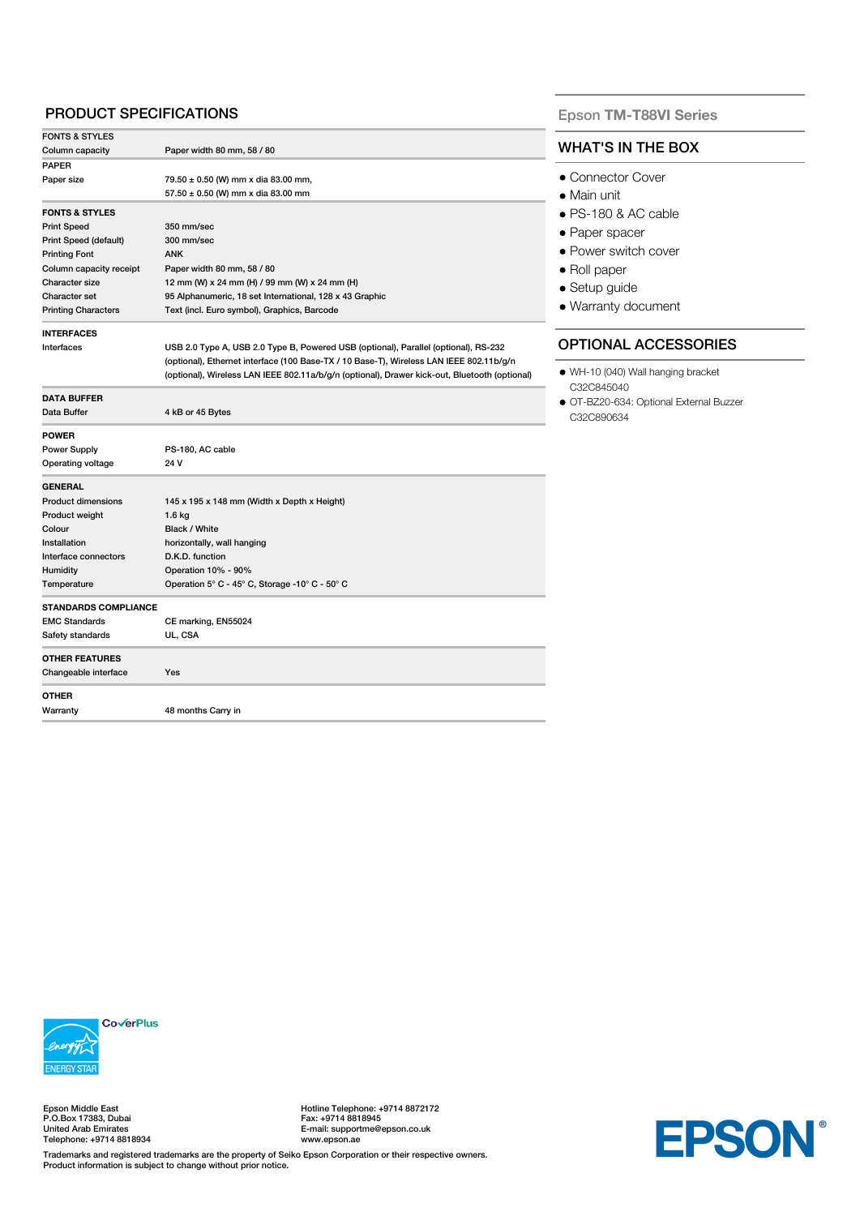## PRODUCT SPECIFICATIONS

| | |
|---|---|
| **FONTS & STYLES** | |
| Column capacity | Paper width 80 mm, 58 / 80 |
| **PAPER** | |
| Paper size | 79.50 ± 0.50 (W) mm x dia 83.00 mm, 57.50 ± 0.50 (W) mm x dia 83.00 mm |
| **FONTS & STYLES** | |
| Print Speed | 350 mm/sec |
| Print Speed (default) | 300 mm/sec |
| Printing Font | ANK |
| Column capacity receipt | Paper width 80 mm, 58 / 80 |
| Character size | 12 mm (W) x 24 mm (H) / 99 mm (W) x 24 mm (H) |
| Character set | 95 Alphanumeric, 18 set International, 128 x 43 Graphic |
| Printing Characters | Text (incl. Euro symbol), Graphics, Barcode |
| **INTERFACES** | |
| Interfaces | USB 2.0 Type A, USB 2.0 Type B, Powered USB (optional), Parallel (optional), RS-232 (optional), Ethernet interface (100 Base-TX / 10 Base-T), Wireless LAN IEEE 802.11b/g/n (optional), Wireless LAN IEEE 802.11a/b/g/n (optional), Drawer kick-out, Bluetooth (optional) |
| **DATA BUFFER** | |
| Data Buffer | 4 kB or 45 Bytes |
| **POWER** | |
| Power Supply | PS-180, AC cable |
| Operating voltage | 24 V |
| **GENERAL** | |
| Product dimensions | 145 x 195 x 148 mm (Width x Depth x Height) |
| Product weight | 1.6 kg |
| Colour | Black / White |
| Installation | horizontally, wall hanging |
| Interface connectors | D.K.D. function |
| Humidity | Operation 10% - 90% |
| Temperature | Operation 5° C - 45° C, Storage -10° C - 50° C |
| **STANDARDS COMPLIANCE** | |
| EMC Standards | CE marking, EN55024 |
| Safety standards | UL, CSA |
| **OTHER FEATURES** | |
| Changeable interface | Yes |
| **OTHER** | |
| Warranty | 48 months Carry in |

Epson **TM-T88VI Series**

## WHAT'S IN THE BOX

- Connector Cover
- Main unit
- PS-180 & AC cable
- Paper spacer
- Power switch cover
- Roll paper
- Setup guide
- Warranty document

## OPTIONAL ACCESSORIES

- WH-10 (040) Wall hanging bracket
  C32C845040
- OT-BZ20-634: Optional External Buzzer
  C32C890634

CoverPlus

ENERGY STAR

Epson Middle East
P.O.Box 17383, Dubai
United Arab Emirates
Telephone: +9714 8818934

Hotline Telephone: +9714 8872172
Fax: +9714 8818945
E-mail: supportme@epson.co.uk
www.epson.ae

Trademarks and registered trademarks are the property of Seiko Epson Corporation or their respective owners.
Product information is subject to change without prior notice.

EPSON®